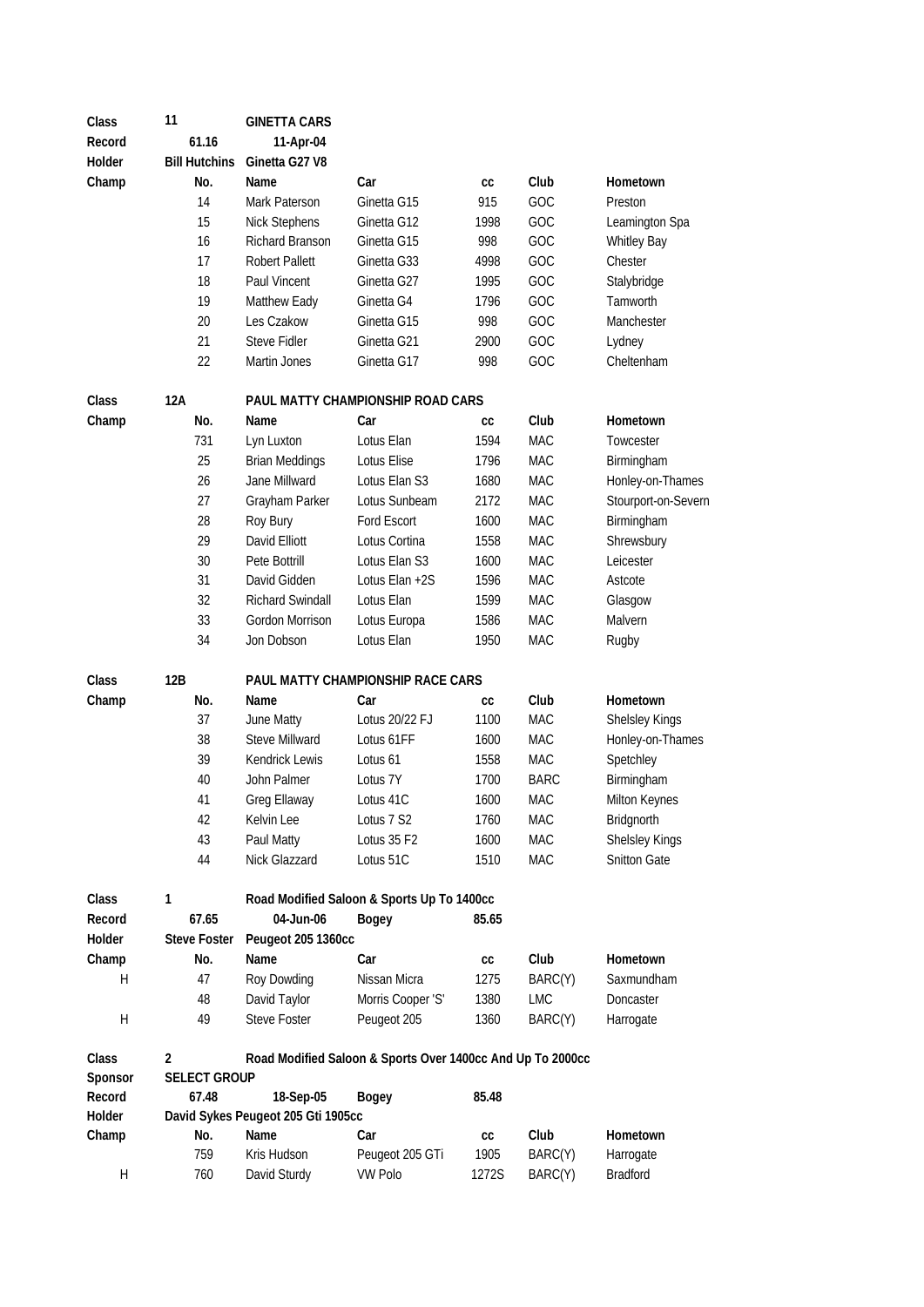| Class | 11 | GINETTA CARS | | | | |
|---|---|---|---|---|---|---|
| Record | 61.16 | 11-Apr-04 | | | | |
| Holder | Bill Hutchins | Ginetta G27 V8 | | | | |
| Champ | No. | Name | Car | cc | Club | Hometown |
| | 14 | Mark Paterson | Ginetta G15 | 915 | GOC | Preston |
| | 15 | Nick Stephens | Ginetta G12 | 1998 | GOC | Leamington Spa |
| | 16 | Richard Branson | Ginetta G15 | 998 | GOC | Whitley Bay |
| | 17 | Robert Pallett | Ginetta G33 | 4998 | GOC | Chester |
| | 18 | Paul Vincent | Ginetta G27 | 1995 | GOC | Stalybridge |
| | 19 | Matthew Eady | Ginetta G4 | 1796 | GOC | Tamworth |
| | 20 | Les Czakow | Ginetta G15 | 998 | GOC | Manchester |
| | 21 | Steve Fidler | Ginetta G21 | 2900 | GOC | Lydney |
| | 22 | Martin Jones | Ginetta G17 | 998 | GOC | Cheltenham |

| Class | 12A | PAUL MATTY CHAMPIONSHIP ROAD CARS | | | | |
|---|---|---|---|---|---|---|
| Champ | No. | Name | Car | cc | Club | Hometown |
| | 731 | Lyn Luxton | Lotus Elan | 1594 | MAC | Towcester |
| | 25 | Brian Meddings | Lotus Elise | 1796 | MAC | Birmingham |
| | 26 | Jane Millward | Lotus Elan S3 | 1680 | MAC | Honley-on-Thames |
| | 27 | Grayham Parker | Lotus Sunbeam | 2172 | MAC | Stourport-on-Severn |
| | 28 | Roy Bury | Ford Escort | 1600 | MAC | Birmingham |
| | 29 | David Elliott | Lotus Cortina | 1558 | MAC | Shrewsbury |
| | 30 | Pete Bottrill | Lotus Elan S3 | 1600 | MAC | Leicester |
| | 31 | David Gidden | Lotus Elan +2S | 1596 | MAC | Astcote |
| | 32 | Richard Swindall | Lotus Elan | 1599 | MAC | Glasgow |
| | 33 | Gordon Morrison | Lotus Europa | 1586 | MAC | Malvern |
| | 34 | Jon Dobson | Lotus Elan | 1950 | MAC | Rugby |

| Class | 12B | PAUL MATTY CHAMPIONSHIP RACE CARS | | | | |
|---|---|---|---|---|---|---|
| Champ | No. | Name | Car | cc | Club | Hometown |
| | 37 | June Matty | Lotus 20/22 FJ | 1100 | MAC | Shelsley Kings |
| | 38 | Steve Millward | Lotus 61FF | 1600 | MAC | Honley-on-Thames |
| | 39 | Kendrick Lewis | Lotus 61 | 1558 | MAC | Spetchley |
| | 40 | John Palmer | Lotus 7Y | 1700 | BARC | Birmingham |
| | 41 | Greg Ellaway | Lotus 41C | 1600 | MAC | Milton Keynes |
| | 42 | Kelvin Lee | Lotus 7 S2 | 1760 | MAC | Bridgnorth |
| | 43 | Paul Matty | Lotus 35 F2 | 1600 | MAC | Shelsley Kings |
| | 44 | Nick Glazzard | Lotus 51C | 1510 | MAC | Snitton Gate |

| Class | 1 | Road Modified Saloon & Sports Up To 1400cc | | | | |
|---|---|---|---|---|---|---|
| Record | 67.65 | 04-Jun-06 | Bogey | 85.65 | | |
| Holder | Steve Foster | Peugeot 205 1360cc | | | | |
| Champ | No. | Name | Car | cc | Club | Hometown |
| H | 47 | Roy Dowding | Nissan Micra | 1275 | BARC(Y) | Saxmundham |
| | 48 | David Taylor | Morris Cooper 'S' | 1380 | LMC | Doncaster |
| H | 49 | Steve Foster | Peugeot 205 | 1360 | BARC(Y) | Harrogate |

| Class | 2 | Road Modified Saloon & Sports Over 1400cc And Up To 2000cc | | | | |
|---|---|---|---|---|---|---|
| Sponsor | SELECT GROUP | | | | | |
| Record | 67.48 | 18-Sep-05 | Bogey | 85.48 | | |
| Holder | David Sykes Peugeot 205 Gti 1905cc | | | | | |
| Champ | No. | Name | Car | cc | Club | Hometown |
| | 759 | Kris Hudson | Peugeot 205 GTi | 1905 | BARC(Y) | Harrogate |
| H | 760 | David Sturdy | VW Polo | 1272S | BARC(Y) | Bradford |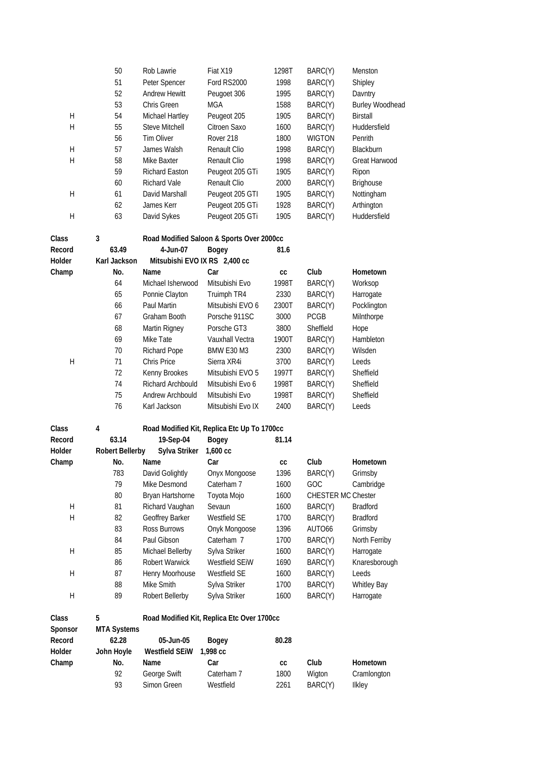|  | No. | Name | Car | cc | Club | Hometown |
|---|---|---|---|---|---|---|
|  | 50 | Rob Lawrie | Fiat X19 | 1298T | BARC(Y) | Menston |
|  | 51 | Peter Spencer | Ford RS2000 | 1998 | BARC(Y) | Shipley |
|  | 52 | Andrew Hewitt | Peugoet 306 | 1995 | BARC(Y) | Davntry |
|  | 53 | Chris Green | MGA | 1588 | BARC(Y) | Burley Woodhead |
| H | 54 | Michael Hartley | Peugeot 205 | 1905 | BARC(Y) | Birstall |
| H | 55 | Steve Mitchell | Citroen Saxo | 1600 | BARC(Y) | Huddersfield |
|  | 56 | Tim Oliver | Rover 218 | 1800 | WIGTON | Penrith |
| H | 57 | James Walsh | Renault Clio | 1998 | BARC(Y) | Blackburn |
| H | 58 | Mike Baxter | Renault Clio | 1998 | BARC(Y) | Great Harwood |
|  | 59 | Richard Easton | Peugeot 205 GTi | 1905 | BARC(Y) | Ripon |
|  | 60 | Richard Vale | Renault Clio | 2000 | BARC(Y) | Brighouse |
| H | 61 | David Marshall | Peugeot 205 GTI | 1905 | BARC(Y) | Nottingham |
|  | 62 | James Kerr | Peugeot 205 GTi | 1928 | BARC(Y) | Arthington |
| H | 63 | David Sykes | Peugeot 205 GTi | 1905 | BARC(Y) | Huddersfield |

| **Class** | **3** | **Road Modified Saloon & Sports Over 2000cc** | | | | |
|---|---|---|---|---|---|---|
| **Record** | **63.49** | **4-Jun-07** | **Bogey** | **81.6** | | |
| **Holder** | **Karl Jackson** | **Mitsubishi EVO IX RS 2,400 cc** | | | | |
| **Champ** | **No.** | **Name** | **Car** | **cc** | **Club** | **Hometown** |
|  | 64 | Michael Isherwood | Mitsubishi Evo | 1998T | BARC(Y) | Worksop |
|  | 65 | Ponnie Clayton | Truimph TR4 | 2330 | BARC(Y) | Harrogate |
|  | 66 | Paul Martin | Mitsubishi EVO 6 | 2300T | BARC(Y) | Pocklington |
|  | 67 | Graham Booth | Porsche 911SC | 3000 | PCGB | Milnthorpe |
|  | 68 | Martin Rigney | Porsche GT3 | 3800 | Sheffield | Hope |
|  | 69 | Mike Tate | Vauxhall Vectra | 1900T | BARC(Y) | Hambleton |
|  | 70 | Richard Pope | BMW E30 M3 | 2300 | BARC(Y) | Wilsden |
| H | 71 | Chris Price | Sierra XR4i | 3700 | BARC(Y) | Leeds |
|  | 72 | Kenny Brookes | Mitsubishi EVO 5 | 1997T | BARC(Y) | Sheffield |
|  | 74 | Richard Archbould | Mitsubishi Evo 6 | 1998T | BARC(Y) | Sheffield |
|  | 75 | Andrew Archbould | Mitsubishi Evo | 1998T | BARC(Y) | Sheffield |
|  | 76 | Karl Jackson | Mitsubishi Evo IX | 2400 | BARC(Y) | Leeds |

| **Class** | **4** | **Road Modified Kit, Replica Etc Up To 1700cc** | | | | |
|---|---|---|---|---|---|---|
| **Record** | **63.14** | **19-Sep-04** | **Bogey** | **81.14** | | |
| **Holder** | **Robert Bellerby** | **Sylva Striker** | **1,600 cc** | | | |
| **Champ** | **No.** | **Name** | **Car** | **cc** | **Club** | **Hometown** |
|  | 783 | David Golightly | Onyx Mongoose | 1396 | BARC(Y) | Grimsby |
|  | 79 | Mike Desmond | Caterham 7 | 1600 | GOC | Cambridge |
|  | 80 | Bryan Hartshorne | Toyota Mojo | 1600 | CHESTER MC | Chester |
| H | 81 | Richard Vaughan | Sevaun | 1600 | BARC(Y) | Bradford |
| H | 82 | Geoffrey Barker | Westfield SE | 1700 | BARC(Y) | Bradford |
|  | 83 | Ross Burrows | Onyk Mongoose | 1396 | AUTO66 | Grimsby |
|  | 84 | Paul Gibson | Caterham 7 | 1700 | BARC(Y) | North Ferriby |
| H | 85 | Michael Bellerby | Sylva Striker | 1600 | BARC(Y) | Harrogate |
|  | 86 | Robert Warwick | Westfield SEiW | 1690 | BARC(Y) | Knaresborough |
| H | 87 | Henry Moorhouse | Westfield SE | 1600 | BARC(Y) | Leeds |
|  | 88 | Mike Smith | Sylva Striker | 1700 | BARC(Y) | Whitley Bay |
| H | 89 | Robert Bellerby | Sylva Striker | 1600 | BARC(Y) | Harrogate |

| **Class** | **5** | **Road Modified Kit, Replica Etc Over 1700cc** | | | | |
|---|---|---|---|---|---|---|
| **Sponsor** | **MTA Systems** | | | | | |
| **Record** | **62.28** | **05-Jun-05** | **Bogey** | **80.28** | | |
| **Holder** | **John Hoyle** | **Westfield SEiW** | **1,998 cc** | | | |
| **Champ** | **No.** | **Name** | **Car** | **cc** | **Club** | **Hometown** |
|  | 92 | George Swift | Caterham 7 | 1800 | Wigton | Cramlongton |
|  | 93 | Simon Green | Westfield | 2261 | BARC(Y) | Ilkley |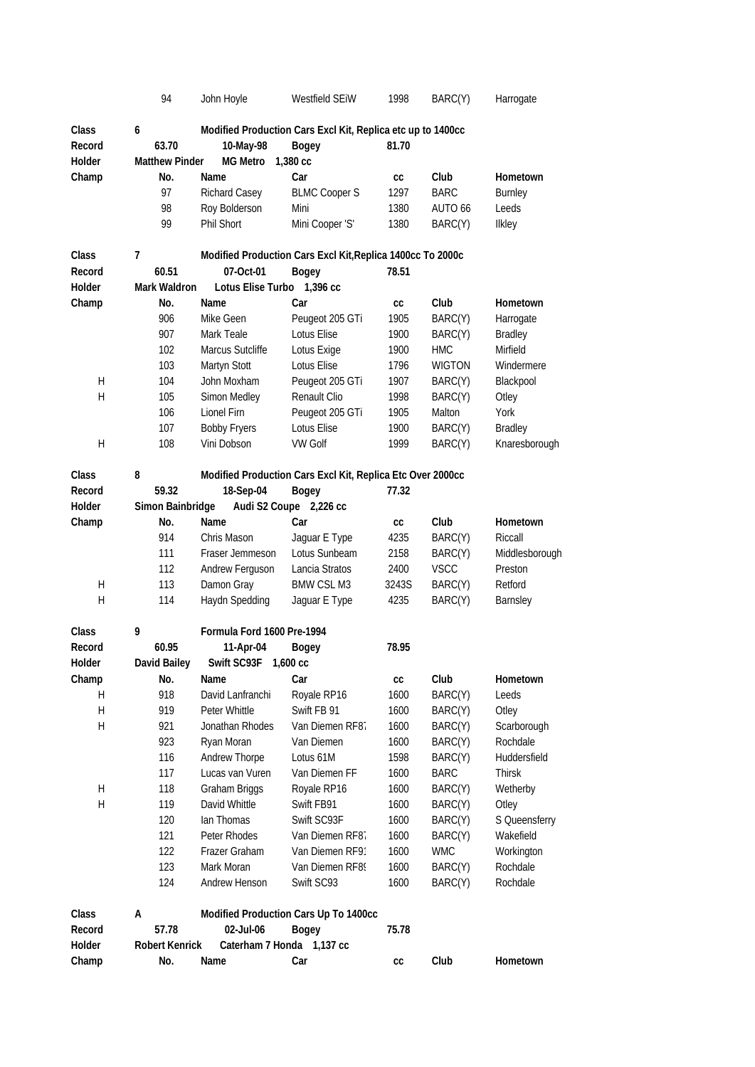| | No. | Name | Car | cc | Club | Hometown |
|---|---|---|---|---|---|---|
| | 94 | John Hoyle | Westfield SEiW | 1998 | BARC(Y) | Harrogate |

| | | | | | | |
|---|---|---|---|---|---|---|
| **Class** | **6** | **Modified Production Cars Excl Kit, Replica etc up to 1400cc** | | | | |
| **Record** | **63.70** | **10-May-98** | **Bogey** | **81.70** | | |
| **Holder** | **Matthew Pinder** | **MG Metro 1,380 cc** | | | | |
| **Champ** | **No.** | **Name** | **Car** | **cc** | **Club** | **Hometown** |
| | 97 | Richard Casey | BLMC Cooper S | 1297 | BARC | Burnley |
| | 98 | Roy Bolderson | Mini | 1380 | AUTO 66 | Leeds |
| | 99 | Phil Short | Mini Cooper 'S' | 1380 | BARC(Y) | Ilkley |

| | | | | | | |
|---|---|---|---|---|---|---|
| **Class** | **7** | **Modified Production Cars Excl Kit,Replica 1400cc To 2000cc** | | | | |
| **Record** | **60.51** | **07-Oct-01** | **Bogey** | **78.51** | | |
| **Holder** | **Mark Waldron** | **Lotus Elise Turbo 1,396 cc** | | | | |
| **Champ** | **No.** | **Name** | **Car** | **cc** | **Club** | **Hometown** |
| | 906 | Mike Geen | Peugeot 205 GTi | 1905 | BARC(Y) | Harrogate |
| | 907 | Mark Teale | Lotus Elise | 1900 | BARC(Y) | Bradley |
| | 102 | Marcus Sutcliffe | Lotus Exige | 1900 | HMC | Mirfield |
| | 103 | Martyn Stott | Lotus Elise | 1796 | WIGTON | Windermere |
| H | 104 | John Moxham | Peugeot 205 GTi | 1907 | BARC(Y) | Blackpool |
| H | 105 | Simon Medley | Renault Clio | 1998 | BARC(Y) | Otley |
| | 106 | Lionel Firn | Peugeot 205 GTi | 1905 | Malton | York |
| | 107 | Bobby Fryers | Lotus Elise | 1900 | BARC(Y) | Bradley |
| H | 108 | Vini Dobson | VW Golf | 1999 | BARC(Y) | Knaresborough |

| | | | | | | |
|---|---|---|---|---|---|---|
| **Class** | **8** | **Modified Production Cars Excl Kit, Replica Etc Over 2000cc** | | | | |
| **Record** | **59.32** | **18-Sep-04** | **Bogey** | **77.32** | | |
| **Holder** | **Simon Bainbridge** | **Audi S2 Coupe 2,226 cc** | | | | |
| **Champ** | **No.** | **Name** | **Car** | **cc** | **Club** | **Hometown** |
| | 914 | Chris Mason | Jaguar E Type | 4235 | BARC(Y) | Riccall |
| | 111 | Fraser Jemmeson | Lotus Sunbeam | 2158 | BARC(Y) | Middlesborough |
| | 112 | Andrew Ferguson | Lancia Stratos | 2400 | VSCC | Preston |
| H | 113 | Damon Gray | BMW CSL M3 | 3243S | BARC(Y) | Retford |
| H | 114 | Haydn Spedding | Jaguar E Type | 4235 | BARC(Y) | Barnsley |

| | | | | | | |
|---|---|---|---|---|---|---|
| **Class** | **9** | **Formula Ford 1600 Pre-1994** | | | | |
| **Record** | **60.95** | **11-Apr-04** | **Bogey** | **78.95** | | |
| **Holder** | **David Bailey** | **Swift SC93F 1,600 cc** | | | | |
| **Champ** | **No.** | **Name** | **Car** | **cc** | **Club** | **Hometown** |
| H | 918 | David Lanfranchi | Royale RP16 | 1600 | BARC(Y) | Leeds |
| H | 919 | Peter Whittle | Swift FB 91 | 1600 | BARC(Y) | Otley |
| H | 921 | Jonathan Rhodes | Van Diemen RF87 | 1600 | BARC(Y) | Scarborough |
| | 923 | Ryan Moran | Van Diemen | 1600 | BARC(Y) | Rochdale |
| | 116 | Andrew Thorpe | Lotus 61M | 1598 | BARC(Y) | Huddersfield |
| | 117 | Lucas van Vuren | Van Diemen FF | 1600 | BARC | Thirsk |
| H | 118 | Graham Briggs | Royale RP16 | 1600 | BARC(Y) | Wetherby |
| H | 119 | David Whittle | Swift FB91 | 1600 | BARC(Y) | Otley |
| | 120 | Ian Thomas | Swift SC93F | 1600 | BARC(Y) | S Queensferry |
| | 121 | Peter Rhodes | Van Diemen RF87 | 1600 | BARC(Y) | Wakefield |
| | 122 | Frazer Graham | Van Diemen RF91 | 1600 | WMC | Workington |
| | 123 | Mark Moran | Van Diemen RF89 | 1600 | BARC(Y) | Rochdale |
| | 124 | Andrew Henson | Swift SC93 | 1600 | BARC(Y) | Rochdale |

| | | | | | | |
|---|---|---|---|---|---|---|
| **Class** | **A** | **Modified Production Cars Up To 1400cc** | | | | |
| **Record** | **57.78** | **02-Jul-06** | **Bogey** | **75.78** | | |
| **Holder** | **Robert Kenrick** | **Caterham 7 Honda 1,137 cc** | | | | |
| **Champ** | **No.** | **Name** | **Car** | **cc** | **Club** | **Hometown** |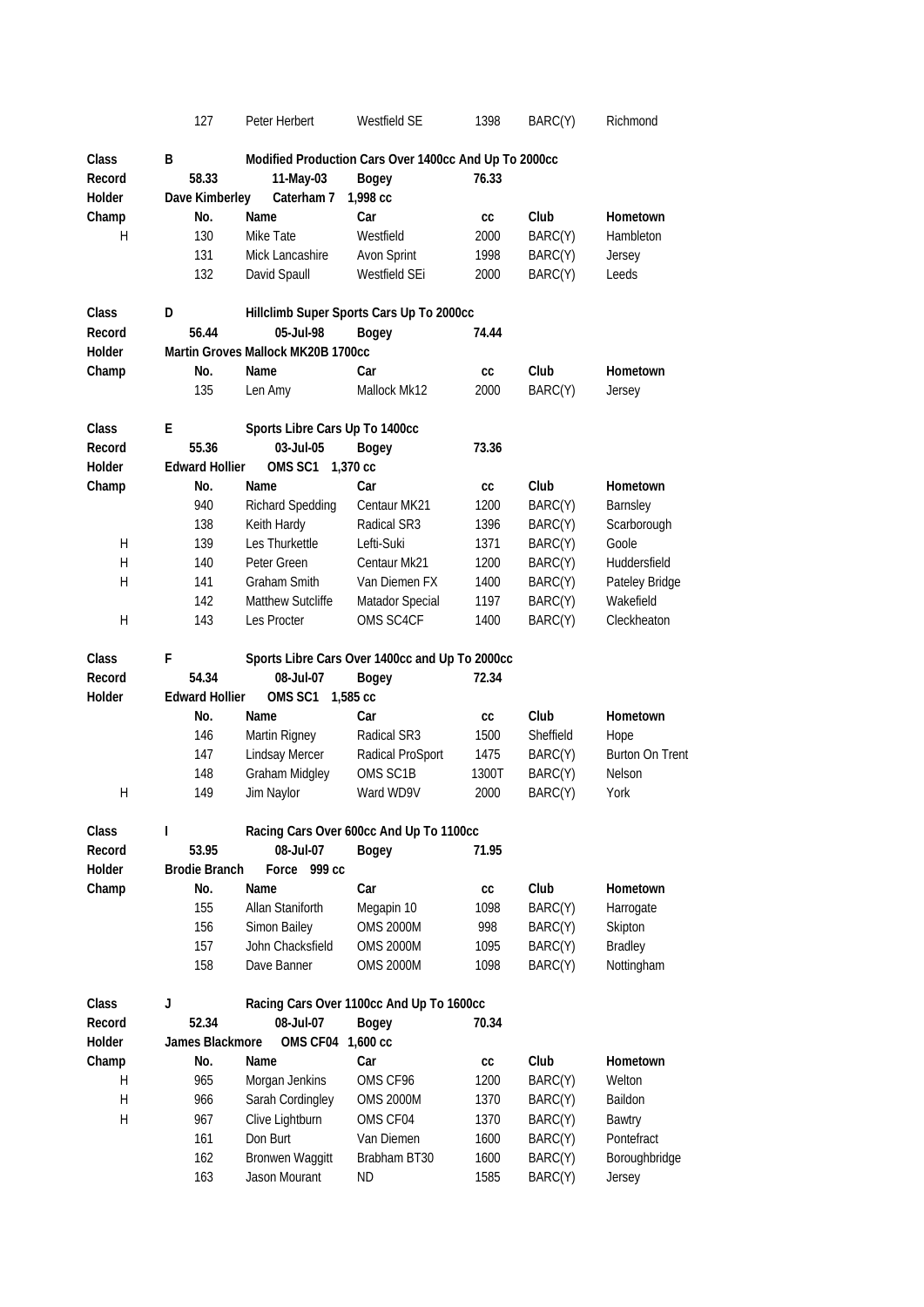| | 127 | Peter Herbert | Westfield SE | 1398 | BARC(Y) | Richmond |
|---|---|---|---|---|---|---|

| | | | | | | |
|---|---|---|---|---|---|---|
| **Class** | **B** | **Modified Production Cars Over 1400cc And Up To 2000cc** | | | | |
| **Record** | **58.33** | **11-May-03** | **Bogey** | **76.33** | | |
| **Holder** | **Dave Kimberley** | **Caterham 7 1,998 cc** | | | | |
| **Champ** | **No.** | **Name** | **Car** | **cc** | **Club** | **Hometown** |
| H | 130 | Mike Tate | Westfield | 2000 | BARC(Y) | Hambleton |
| | 131 | Mick Lancashire | Avon Sprint | 1998 | BARC(Y) | Jersey |
| | 132 | David Spaull | Westfield SEi | 2000 | BARC(Y) | Leeds |

| | | | | | | |
|---|---|---|---|---|---|---|
| **Class** | **D** | **Hillclimb Super Sports Cars Up To 2000cc** | | | | |
| **Record** | **56.44** | **05-Jul-98** | **Bogey** | **74.44** | | |
| **Holder** | **Martin Groves Mallock MK20B 1700cc** | | | | | |
| **Champ** | **No.** | **Name** | **Car** | **cc** | **Club** | **Hometown** |
| | 135 | Len Amy | Mallock Mk12 | 2000 | BARC(Y) | Jersey |

| | | | | | | |
|---|---|---|---|---|---|---|
| **Class** | **E** | **Sports Libre Cars Up To 1400cc** | | | | |
| **Record** | **55.36** | **03-Jul-05** | **Bogey** | **73.36** | | |
| **Holder** | **Edward Hollier** | **OMS SC1 1,370 cc** | | | | |
| **Champ** | **No.** | **Name** | **Car** | **cc** | **Club** | **Hometown** |
| | 940 | Richard Spedding | Centaur MK21 | 1200 | BARC(Y) | Barnsley |
| | 138 | Keith Hardy | Radical SR3 | 1396 | BARC(Y) | Scarborough |
| H | 139 | Les Thurkettle | Lefti-Suki | 1371 | BARC(Y) | Goole |
| H | 140 | Peter Green | Centaur Mk21 | 1200 | BARC(Y) | Huddersfield |
| H | 141 | Graham Smith | Van Diemen FX | 1400 | BARC(Y) | Pateley Bridge |
| | 142 | Matthew Sutcliffe | Matador Special | 1197 | BARC(Y) | Wakefield |
| H | 143 | Les Procter | OMS SC4CF | 1400 | BARC(Y) | Cleckheaton |

| | | | | | | |
|---|---|---|---|---|---|---|
| **Class** | **F** | **Sports Libre Cars Over 1400cc and Up To 2000cc** | | | | |
| **Record** | **54.34** | **08-Jul-07** | **Bogey** | **72.34** | | |
| **Holder** | **Edward Hollier** | **OMS SC1 1,585 cc** | | | | |
| | **No.** | **Name** | **Car** | **cc** | **Club** | **Hometown** |
| | 146 | Martin Rigney | Radical SR3 | 1500 | Sheffield | Hope |
| | 147 | Lindsay Mercer | Radical ProSport | 1475 | BARC(Y) | Burton On Trent |
| | 148 | Graham Midgley | OMS SC1B | 1300T | BARC(Y) | Nelson |
| H | 149 | Jim Naylor | Ward WD9V | 2000 | BARC(Y) | York |

| | | | | | | |
|---|---|---|---|---|---|---|
| **Class** | **I** | **Racing Cars Over 600cc And Up To 1100cc** | | | | |
| **Record** | **53.95** | **08-Jul-07** | **Bogey** | **71.95** | | |
| **Holder** | **Brodie Branch** | **Force 999 cc** | | | | |
| **Champ** | **No.** | **Name** | **Car** | **cc** | **Club** | **Hometown** |
| | 155 | Allan Staniforth | Megapin 10 | 1098 | BARC(Y) | Harrogate |
| | 156 | Simon Bailey | OMS 2000M | 998 | BARC(Y) | Skipton |
| | 157 | John Chacksfield | OMS 2000M | 1095 | BARC(Y) | Bradley |
| | 158 | Dave Banner | OMS 2000M | 1098 | BARC(Y) | Nottingham |

| | | | | | | |
|---|---|---|---|---|---|---|
| **Class** | **J** | **Racing Cars Over 1100cc And Up To 1600cc** | | | | |
| **Record** | **52.34** | **08-Jul-07** | **Bogey** | **70.34** | | |
| **Holder** | **James Blackmore** | **OMS CF04 1,600 cc** | | | | |
| **Champ** | **No.** | **Name** | **Car** | **cc** | **Club** | **Hometown** |
| H | 965 | Morgan Jenkins | OMS CF96 | 1200 | BARC(Y) | Welton |
| H | 966 | Sarah Cordingley | OMS 2000M | 1370 | BARC(Y) | Baildon |
| H | 967 | Clive Lightburn | OMS CF04 | 1370 | BARC(Y) | Bawtry |
| | 161 | Don Burt | Van Diemen | 1600 | BARC(Y) | Pontefract |
| | 162 | Bronwen Waggitt | Brabham BT30 | 1600 | BARC(Y) | Boroughbridge |
| | 163 | Jason Mourant | ND | 1585 | BARC(Y) | Jersey |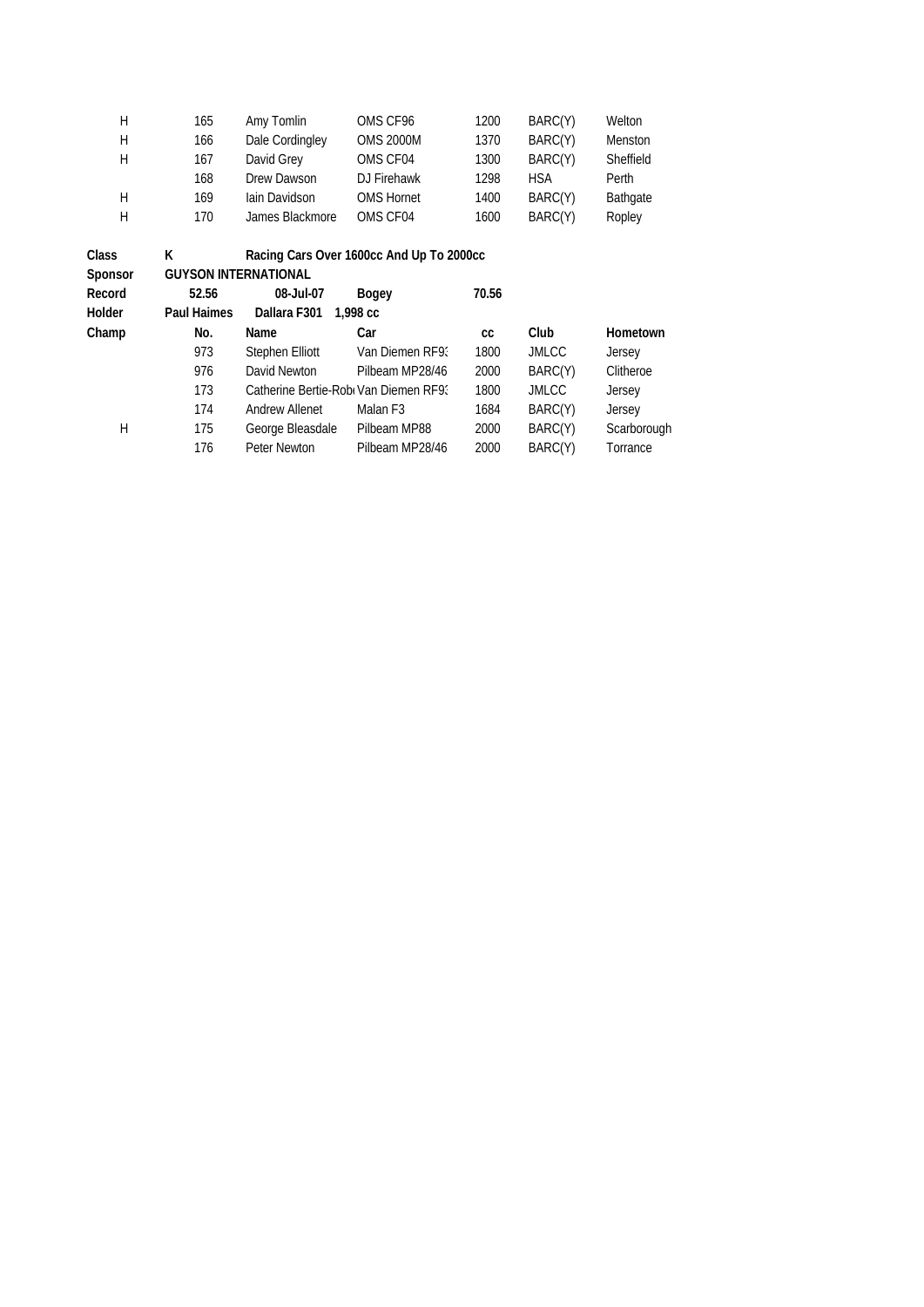| | | | | | | |
|---|---|---|---|---|---|---|
| H | 165 | Amy Tomlin | OMS CF96 | 1200 | BARC(Y) | Welton |
| H | 166 | Dale Cordingley | OMS 2000M | 1370 | BARC(Y) | Menston |
| H | 167 | David Grey | OMS CF04 | 1300 | BARC(Y) | Sheffield |
| | 168 | Drew Dawson | DJ Firehawk | 1298 | HSA | Perth |
| H | 169 | Iain Davidson | OMS Hornet | 1400 | BARC(Y) | Bathgate |
| H | 170 | James Blackmore | OMS CF04 | 1600 | BARC(Y) | Ropley |

| | | | | | | |
|---|---|---|---|---|---|---|
| **Class** | **K** | **Racing Cars Over 1600cc And Up To 2000cc** | | | | |
| **Sponsor** | **GUYSON INTERNATIONAL** | | | | | |
| **Record** | **52.56** | **08-Jul-07** | **Bogey** | **70.56** | | |
| **Holder** | **Paul Haimes** | **Dallara F301** | **1,998 cc** | | | |
| **Champ** | **No.** | **Name** | **Car** | **cc** | **Club** | **Hometown** |
| | 973 | Stephen Elliott | Van Diemen RF93 | 1800 | JMLCC | Jersey |
| | 976 | David Newton | Pilbeam MP28/46 | 2000 | BARC(Y) | Clitheroe |
| | 173 | Catherine Bertie-Rob | Van Diemen RF93 | 1800 | JMLCC | Jersey |
| | 174 | Andrew Allenet | Malan F3 | 1684 | BARC(Y) | Jersey |
| H | 175 | George Bleasdale | Pilbeam MP88 | 2000 | BARC(Y) | Scarborough |
| | 176 | Peter Newton | Pilbeam MP28/46 | 2000 | BARC(Y) | Torrance |